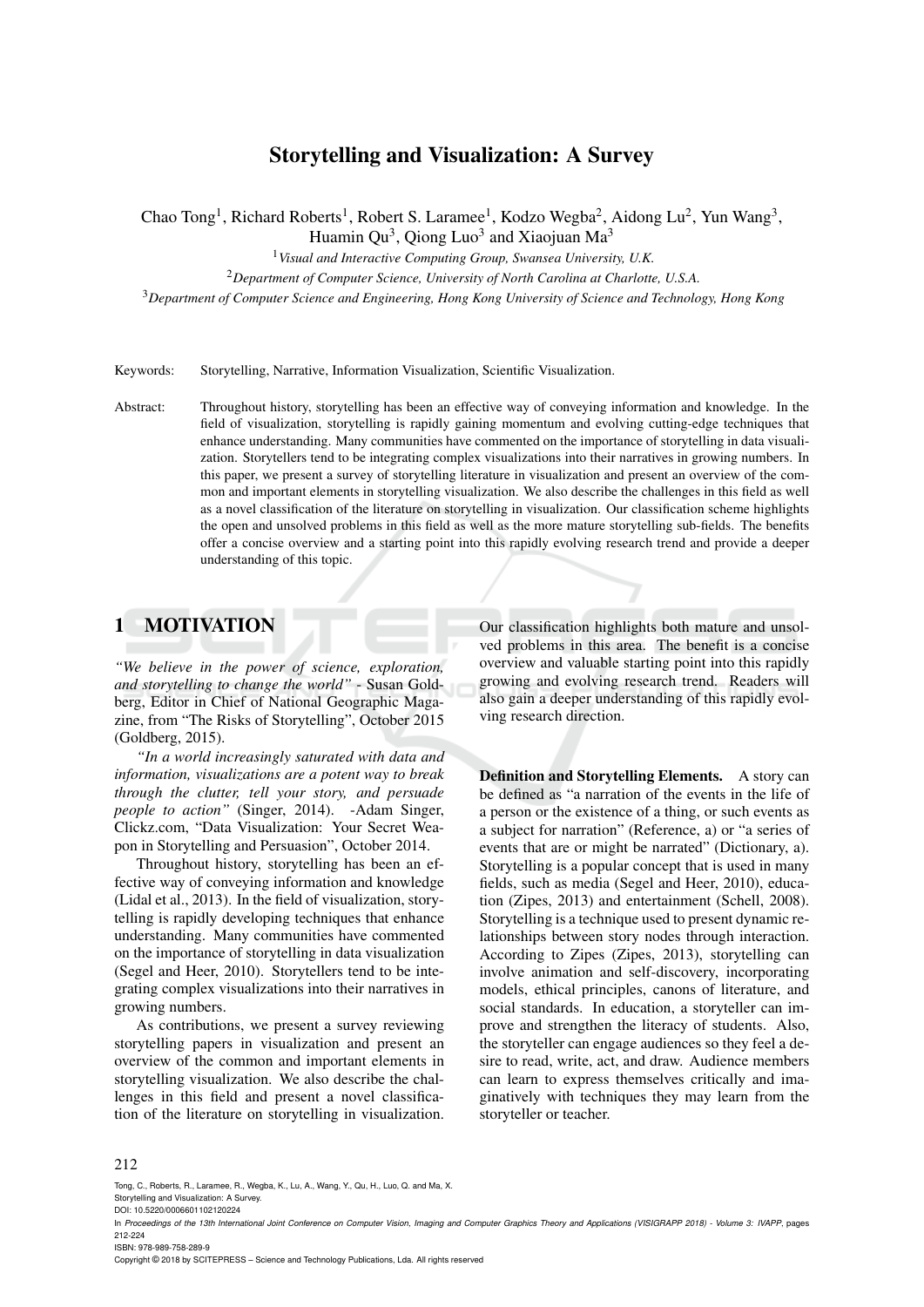# Storytelling and Visualization: A Survey

Chao Tong[1], Richard Roberts[1], Robert S. Laramee[1], Kodzo Wegba[2], Aidong Lu[2], Yun Wang[3], Huamin Qu[3], Qiong Luo[3] and Xiaojuan Ma[3]

[1]*Visual and Interactive Computing Group, Swansea University, U.K.*

[2]*Department of Computer Science, University of North Carolina at Charlotte, U.S.A.*

[3]*Department of Computer Science and Engineering, Hong Kong University of Science and Technology, Hong Kong*

Keywords: Storytelling, Narrative, Information Visualization, Scientific Visualization.

Abstract: Throughout history, storytelling has been an effective way of conveying information and knowledge. In the field of visualization, storytelling is rapidly gaining momentum and evolving cutting-edge techniques that enhance understanding. Many communities have commented on the importance of storytelling in data visualization. Storytellers tend to be integrating complex visualizations into their narratives in growing numbers. In this paper, we present a survey of storytelling literature in visualization and present an overview of the common and important elements in storytelling visualization. We also describe the challenges in this field as well as a novel classification of the literature on storytelling in visualization. Our classification scheme highlights the open and unsolved problems in this field as well as the more mature storytelling sub-fields. The benefits offer a concise overview and a starting point into this rapidly evolving research trend and provide a deeper understanding of this topic.

## 1 MOTIVATION

*"We believe in the power of science, exploration, and storytelling to change the world"* - Susan Goldberg, Editor in Chief of National Geographic Magazine, from "The Risks of Storytelling", October 2015 (Goldberg, 2015).

*"In a world increasingly saturated with data and information, visualizations are a potent way to break through the clutter, tell your story, and persuade people to action"* (Singer, 2014). -Adam Singer, Clickz.com, "Data Visualization: Your Secret Weapon in Storytelling and Persuasion", October 2014.

Throughout history, storytelling has been an effective way of conveying information and knowledge (Lidal et al., 2013). In the field of visualization, storytelling is rapidly developing techniques that enhance understanding. Many communities have commented on the importance of storytelling in data visualization (Segel and Heer, 2010). Storytellers tend to be integrating complex visualizations into their narratives in growing numbers.

As contributions, we present a survey reviewing storytelling papers in visualization and present an overview of the common and important elements in storytelling visualization. We also describe the challenges in this field and present a novel classification of the literature on storytelling in visualization. Our classification highlights both mature and unsolved problems in this area. The benefit is a concise overview and valuable starting point into this rapidly growing and evolving research trend. Readers will also gain a deeper understanding of this rapidly evolving research direction.

**Definition and Storytelling Elements.** A story can be defined as "a narration of the events in the life of a person or the existence of a thing, or such events as a subject for narration" (Reference, a) or "a series of events that are or might be narrated" (Dictionary, a). Storytelling is a popular concept that is used in many fields, such as media (Segel and Heer, 2010), education (Zipes, 2013) and entertainment (Schell, 2008). Storytelling is a technique used to present dynamic relationships between story nodes through interaction. According to Zipes (Zipes, 2013), storytelling can involve animation and self-discovery, incorporating models, ethical principles, canons of literature, and social standards. In education, a storyteller can improve and strengthen the literacy of students. Also, the storyteller can engage audiences so they feel a desire to read, write, act, and draw. Audience members can learn to express themselves critically and imaginatively with techniques they may learn from the storyteller or teacher.

Tong, C., Roberts, R., Laramee, R., Wegba, K., Lu, A., Wang, Y., Qu, H., Luo, Q. and Ma, X.
Storytelling and Visualization: A Survey.
DOI: 10.5220/0006601102120224
In *Proceedings of the 13th International Joint Conference on Computer Vision, Imaging and Computer Graphics Theory and Applications (VISIGRAPP 2018) - Volume 3: IVAPP*, pages 212-224
ISBN: 978-989-758-289-9
Copyright © 2018 by SCITEPRESS – Science and Technology Publications, Lda. All rights reserved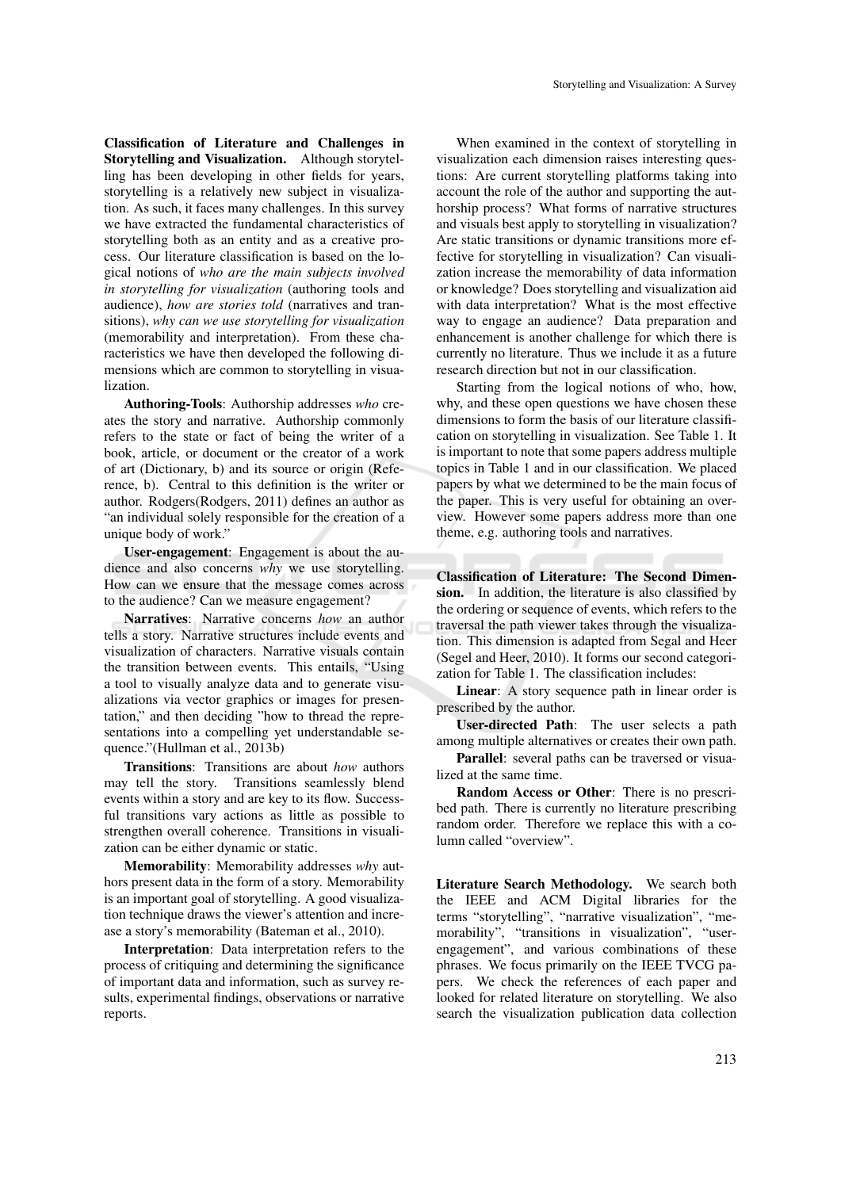**Classification of Literature and Challenges in Storytelling and Visualization.** Although storytelling has been developing in other fields for years, storytelling is a relatively new subject in visualization. As such, it faces many challenges. In this survey we have extracted the fundamental characteristics of storytelling both as an entity and as a creative process. Our literature classification is based on the logical notions of *who are the main subjects involved in storytelling for visualization* (authoring tools and audience), *how are stories told* (narratives and transitions), *why can we use storytelling for visualization* (memorability and interpretation). From these characteristics we have then developed the following dimensions which are common to storytelling in visualization.

**Authoring-Tools**: Authorship addresses *who* creates the story and narrative. Authorship commonly refers to the state or fact of being the writer of a book, article, or document or the creator of a work of art (Dictionary, b) and its source or origin (Reference, b). Central to this definition is the writer or author. Rodgers(Rodgers, 2011) defines an author as "an individual solely responsible for the creation of a unique body of work."

**User-engagement**: Engagement is about the audience and also concerns *why* we use storytelling. How can we ensure that the message comes across to the audience? Can we measure engagement?

**Narratives**: Narrative concerns *how* an author tells a story. Narrative structures include events and visualization of characters. Narrative visuals contain the transition between events. This entails, "Using a tool to visually analyze data and to generate visualizations via vector graphics or images for presentation," and then deciding "how to thread the representations into a compelling yet understandable sequence."(Hullman et al., 2013b)

**Transitions**: Transitions are about *how* authors may tell the story. Transitions seamlessly blend events within a story and are key to its flow. Successful transitions vary actions as little as possible to strengthen overall coherence. Transitions in visualization can be either dynamic or static.

**Memorability**: Memorability addresses *why* authors present data in the form of a story. Memorability is an important goal of storytelling. A good visualization technique draws the viewer's attention and increase a story's memorability (Bateman et al., 2010).

**Interpretation**: Data interpretation refers to the process of critiquing and determining the significance of important data and information, such as survey results, experimental findings, observations or narrative reports.

When examined in the context of storytelling in visualization each dimension raises interesting questions: Are current storytelling platforms taking into account the role of the author and supporting the authorship process? What forms of narrative structures and visuals best apply to storytelling in visualization? Are static transitions or dynamic transitions more effective for storytelling in visualization? Can visualization increase the memorability of data information or knowledge? Does storytelling and visualization aid with data interpretation? What is the most effective way to engage an audience? Data preparation and enhancement is another challenge for which there is currently no literature. Thus we include it as a future research direction but not in our classification.

Starting from the logical notions of who, how, why, and these open questions we have chosen these dimensions to form the basis of our literature classification on storytelling in visualization. See Table 1. It is important to note that some papers address multiple topics in Table 1 and in our classification. We placed papers by what we determined to be the main focus of the paper. This is very useful for obtaining an overview. However some papers address more than one theme, e.g. authoring tools and narratives.

**Classification of Literature: The Second Dimension.** In addition, the literature is also classified by the ordering or sequence of events, which refers to the traversal the path viewer takes through the visualization. This dimension is adapted from Segal and Heer (Segal and Heer, 2010). It forms our second categorization for Table 1. The classification includes:

**Linear**: A story sequence path in linear order is prescribed by the author.

**User-directed Path**: The user selects a path among multiple alternatives or creates their own path.

**Parallel**: several paths can be traversed or visualized at the same time.

**Random Access or Other**: There is no prescribed path. There is currently no literature prescribing random order. Therefore we replace this with a column called "overview".

**Literature Search Methodology.** We search both the IEEE and ACM Digital libraries for the terms "storytelling", "narrative visualization", "memorability", "transitions in visualization", "user-engagement", and various combinations of these phrases. We focus primarily on the IEEE TVCG papers. We check the references of each paper and looked for related literature on storytelling. We also search the visualization publication data collection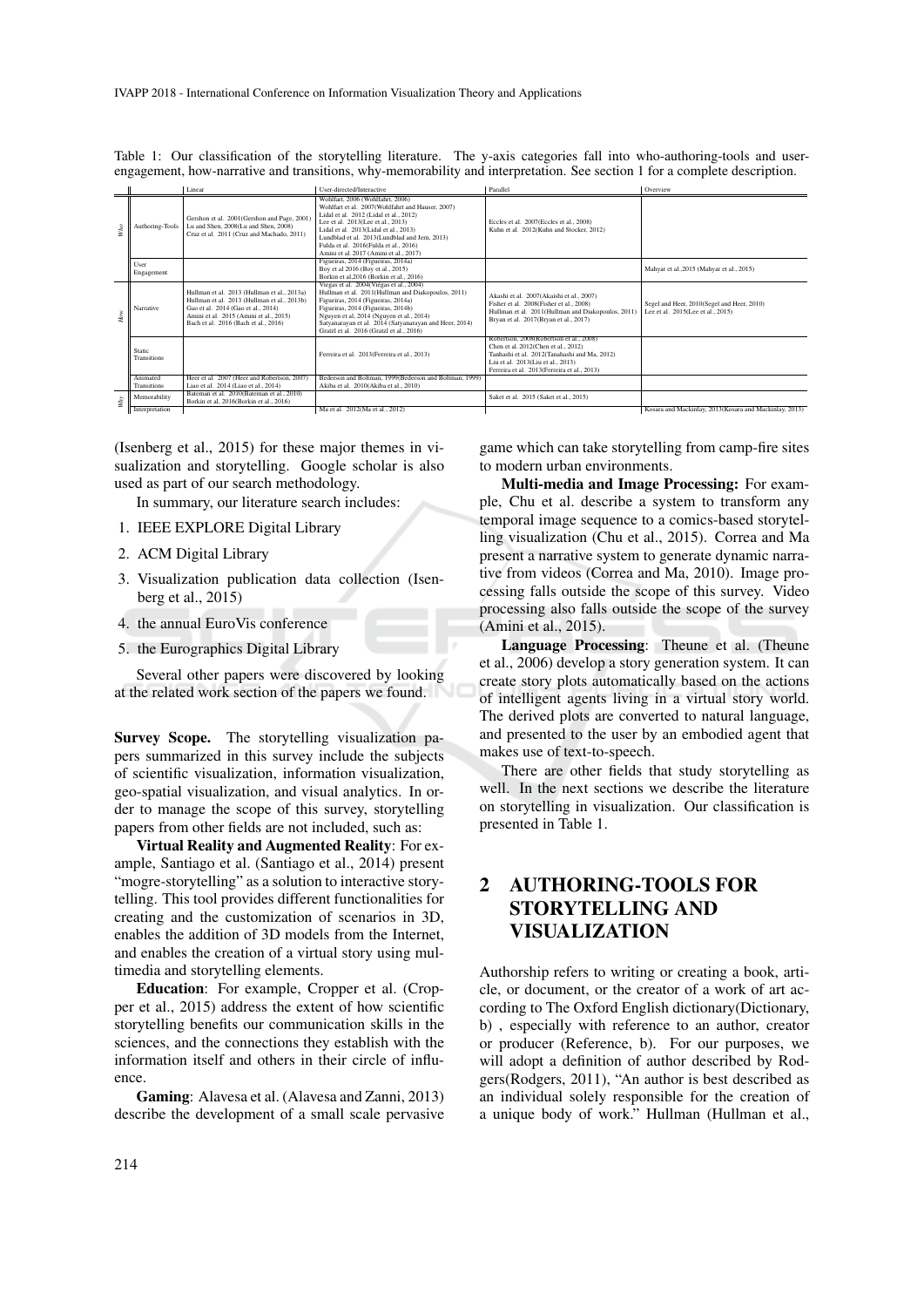Table 1: Our classification of the storytelling literature. The y-axis categories fall into who-authoring-tools and user-engagement, how-narrative and transitions, why-memorability and interpretation. See section 1 for a complete description.

| | | Linear | User-directed/Interactive | Parallel | Overview |
|---|---|---|---|---|---|
| Who | Authoring-Tools | Gershon et al. 2001(Gershon and Page, 2001) Lu and Shen, 2008(Lu and Shen, 2008) Cruz et al. 2011 (Cruz and Machado, 2011) | Wohlfart, 2006 (Wohlfahrt, 2006) Wohlfart et al. 2007(Wohlfahrt and Hauser, 2007) Lidal et al. 2012 (Lidal et al., 2012) Lee et al. 2013(Lee et al., 2013) Lidal et al. 2013(Lidal et al., 2013) Lundblad et al. 2013(Lundblad and Jern, 2013) Fulda et al. 2016(Fulda et al., 2016) Amini et al. 2017 (Amini et al., 2017) | Eccles et al. 2007(Eccles et al., 2008) Kuhn et al. 2012(Kuhn and Stocker, 2012) | |
| | User Engagement | | Figueiras, 2014 (Figueiras, 2014a) Boy et al 2016 (Boy et al., 2015) Borkin et al,2016 (Borkin et al., 2016) | | Mahyar et al.,2015 (Mahyar et al., 2015) |
| How | Narrative | Hullman et al. 2013 (Hullman et al., 2013a) Hullman et al. 2013 (Hullman et al., 2013b) Gao et al. 2014 (Gao et al., 2014) Amini et al. 2015 (Amini et al., 2015) Bach et al. 2016 (Bach et al., 2016) | Viegas et al. 2004(Viégas et al., 2004) Hullman et al. 2011(Hullman and Diakopoulos, 2011) Figueiras, 2014 (Figueiras, 2014a) Figueiras, 2014 (Figueiras, 2014b) Nguyen et al, 2014 (Nguyen et al., 2014) Satyanarayan et al. 2014 (Satyanarayan and Heer, 2014) Gratzl et al. 2016 (Gratzl et al., 2016) | Akashi et al. 2007(Akaishi et al., 2007) Fisher et al. 2008(Fisher et al., 2008) Hullman et al. 2011(Hullman and Diakopoulos, 2011) Bryan et al. 2017(Bryan et al., 2017) | Segel and Heer, 2010(Segel and Heer, 2010) Lee et al. 2015(Lee et al., 2015) |
| | Static Transitions | | Ferreira et al. 2013(Ferreira et al., 2013) | Robertson, 2008(Robertson et al., 2008) Chen et al. 2012(Chen et al., 2012) Tanhashi et al. 2012(Tanahashi and Ma, 2012) Liu et al. 2013(Liu et al., 2013) Ferreira et al. 2013(Ferreira et al., 2013) | |
| | Animated Transitions | Heer et al. 2007 (Heer and Robertson, 2007) Liao et al. 2014 (Liao et al., 2014) | Bederson and Boltman, 1999(Bederson and Boltman, 1999) Akiba et al. 2010(Akiba et al., 2010) | | |
| Why | Memorability | Bateman et al. 2010(Bateman et al., 2010) Borkin et al, 2016(Borkin et al., 2016) | | Saket et al. 2015 (Saket et al., 2015) | |
| | Interpretation | | Ma et al. 2012(Ma et al., 2012) | | Kosara and Mackinlay, 2013(Kosara and Mackinlay, 2013) |

(Isenberg et al., 2015) for these major themes in visualization and storytelling. Google scholar is also used as part of our search methodology.

In summary, our literature search includes:

1. IEEE EXPLORE Digital Library
2. ACM Digital Library
3. Visualization publication data collection (Isenberg et al., 2015)
4. the annual EuroVis conference
5. the Eurographics Digital Library

Several other papers were discovered by looking at the related work section of the papers we found.

**Survey Scope.** The storytelling visualization papers summarized in this survey include the subjects of scientific visualization, information visualization, geo-spatial visualization, and visual analytics. In order to manage the scope of this survey, storytelling papers from other fields are not included, such as:

**Virtual Reality and Augmented Reality**: For example, Santiago et al. (Santiago et al., 2014) present "mogre-storytelling" as a solution to interactive storytelling. This tool provides different functionalities for creating and the customization of scenarios in 3D, enables the addition of 3D models from the Internet, and enables the creation of a virtual story using multimedia and storytelling elements.

**Education**: For example, Cropper et al. (Cropper et al., 2015) address the extent of how scientific storytelling benefits our communication skills in the sciences, and the connections they establish with the information itself and others in their circle of influence.

**Gaming**: Alavesa et al. (Alavesa and Zanni, 2013) describe the development of a small scale pervasive game which can take storytelling from camp-fire sites to modern urban environments.

**Multi-media and Image Processing:** For example, Chu et al. describe a system to transform any temporal image sequence to a comics-based storytelling visualization (Chu et al., 2015). Correa and Ma present a narrative system to generate dynamic narrative from videos (Correa and Ma, 2010). Image processing falls outside the scope of this survey. Video processing also falls outside the scope of the survey (Amini et al., 2015).

**Language Processing**: Theune et al. (Theune et al., 2006) develop a story generation system. It can create story plots automatically based on the actions of intelligent agents living in a virtual story world. The derived plots are converted to natural language, and presented to the user by an embodied agent that makes use of text-to-speech.

There are other fields that study storytelling as well. In the next sections we describe the literature on storytelling in visualization. Our classification is presented in Table 1.

## 2 AUTHORING-TOOLS FOR STORYTELLING AND VISUALIZATION

Authorship refers to writing or creating a book, article, or document, or the creator of a work of art according to The Oxford English dictionary(Dictionary, b) , especially with reference to an author, creator or producer (Reference, b). For our purposes, we will adopt a definition of author described by Rodgers(Rodgers, 2011), "An author is best described as an individual solely responsible for the creation of a unique body of work." Hullman (Hullman et al.,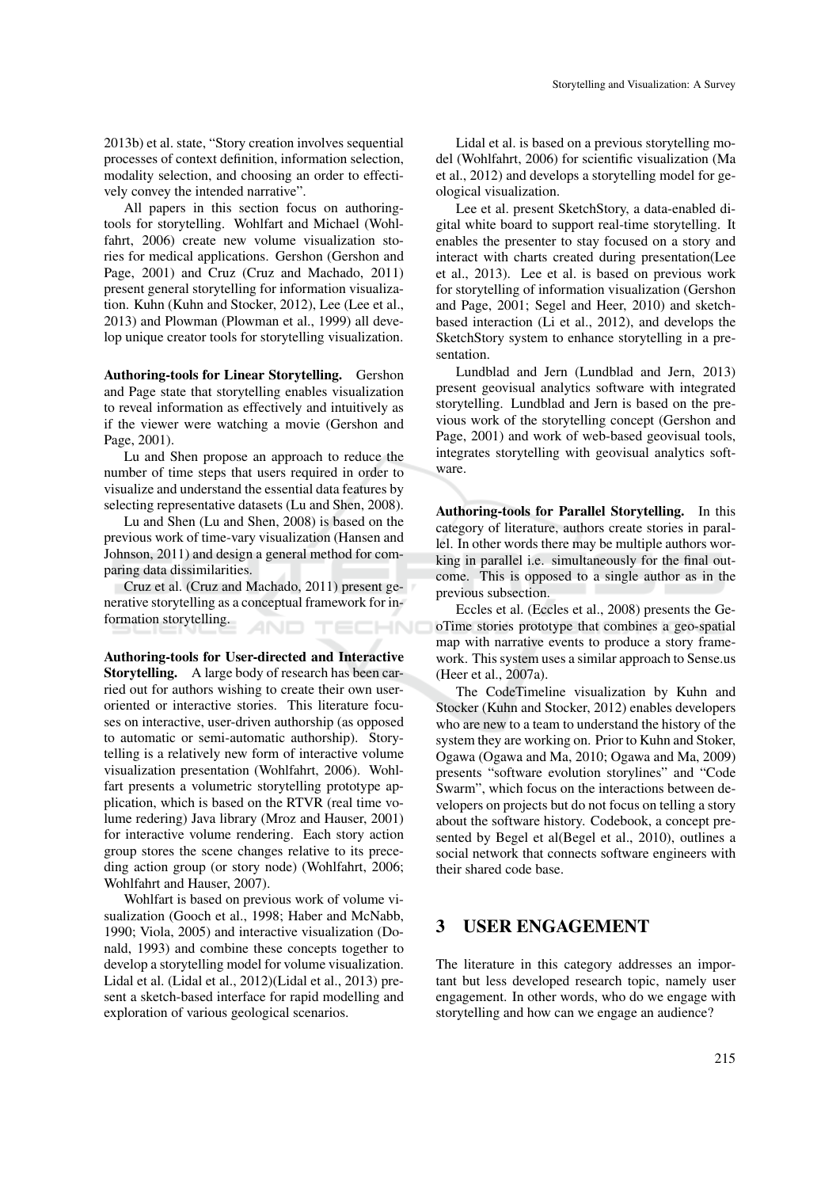2013b) et al. state, "Story creation involves sequential processes of context definition, information selection, modality selection, and choosing an order to effectively convey the intended narrative".

All papers in this section focus on authoring-tools for storytelling. Wohlfart and Michael (Wohlfahrt, 2006) create new volume visualization stories for medical applications. Gershon (Gershon and Page, 2001) and Cruz (Cruz and Machado, 2011) present general storytelling for information visualization. Kuhn (Kuhn and Stocker, 2012), Lee (Lee et al., 2013) and Plowman (Plowman et al., 1999) all develop unique creator tools for storytelling visualization.

**Authoring-tools for Linear Storytelling.** Gershon and Page state that storytelling enables visualization to reveal information as effectively and intuitively as if the viewer were watching a movie (Gershon and Page, 2001).

Lu and Shen propose an approach to reduce the number of time steps that users required in order to visualize and understand the essential data features by selecting representative datasets (Lu and Shen, 2008).

Lu and Shen (Lu and Shen, 2008) is based on the previous work of time-vary visualization (Hansen and Johnson, 2011) and design a general method for comparing data dissimilarities.

Cruz et al. (Cruz and Machado, 2011) present generative storytelling as a conceptual framework for information storytelling.

**Authoring-tools for User-directed and Interactive Storytelling.** A large body of research has been carried out for authors wishing to create their own user-oriented or interactive stories. This literature focuses on interactive, user-driven authorship (as opposed to automatic or semi-automatic authorship). Storytelling is a relatively new form of interactive volume visualization presentation (Wohlfahrt, 2006). Wohlfart presents a volumetric storytelling prototype application, which is based on the RTVR (real time volume redering) Java library (Mroz and Hauser, 2001) for interactive volume rendering. Each story action group stores the scene changes relative to its preceding action group (or story node) (Wohlfahrt, 2006; Wohlfahrt and Hauser, 2007).

Wohlfart is based on previous work of volume visualization (Gooch et al., 1998; Haber and McNabb, 1990; Viola, 2005) and interactive visualization (Donald, 1993) and combine these concepts together to develop a storytelling model for volume visualization. Lidal et al. (Lidal et al., 2012)(Lidal et al., 2013) present a sketch-based interface for rapid modelling and exploration of various geological scenarios.

Lidal et al. is based on a previous storytelling model (Wohlfahrt, 2006) for scientific visualization (Ma et al., 2012) and develops a storytelling model for geological visualization.

Lee et al. present SketchStory, a data-enabled digital white board to support real-time storytelling. It enables the presenter to stay focused on a story and interact with charts created during presentation(Lee et al., 2013). Lee et al. is based on previous work for storytelling of information visualization (Gershon and Page, 2001; Segel and Heer, 2010) and sketch-based interaction (Li et al., 2012), and develops the SketchStory system to enhance storytelling in a presentation.

Lundblad and Jern (Lundblad and Jern, 2013) present geovisual analytics software with integrated storytelling. Lundblad and Jern is based on the previous work of the storytelling concept (Gershon and Page, 2001) and work of web-based geovisual tools, integrates storytelling with geovisual analytics software.

**Authoring-tools for Parallel Storytelling.** In this category of literature, authors create stories in parallel. In other words there may be multiple authors working in parallel i.e. simultaneously for the final outcome. This is opposed to a single author as in the previous subsection.

Eccles et al. (Eccles et al., 2008) presents the GeoTime stories prototype that combines a geo-spatial map with narrative events to produce a story framework. This system uses a similar approach to Sense.us (Heer et al., 2007a).

The CodeTimeline visualization by Kuhn and Stocker (Kuhn and Stocker, 2012) enables developers who are new to a team to understand the history of the system they are working on. Prior to Kuhn and Stoker, Ogawa (Ogawa and Ma, 2010; Ogawa and Ma, 2009) presents "software evolution storylines" and "Code Swarm", which focus on the interactions between developers on projects but do not focus on telling a story about the software history. Codebook, a concept presented by Begel et al(Begel et al., 2010), outlines a social network that connects software engineers with their shared code base.

## 3 USER ENGAGEMENT

The literature in this category addresses an important but less developed research topic, namely user engagement. In other words, who do we engage with storytelling and how can we engage an audience?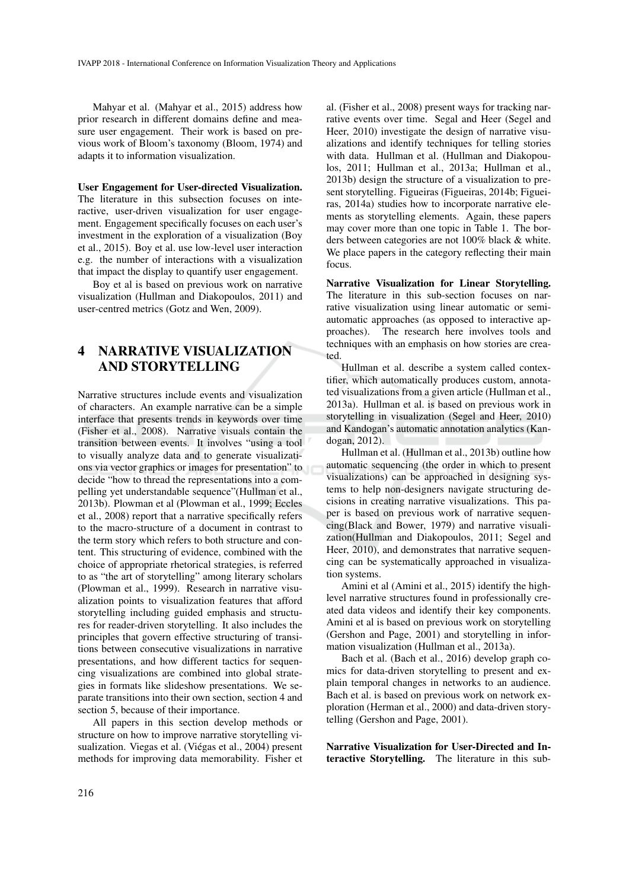Mahyar et al. (Mahyar et al., 2015) address how prior research in different domains define and measure user engagement. Their work is based on previous work of Bloom's taxonomy (Bloom, 1974) and adapts it to information visualization.

**User Engagement for User-directed Visualization.** The literature in this subsection focuses on interactive, user-driven visualization for user engagement. Engagement specifically focuses on each user's investment in the exploration of a visualization (Boy et al., 2015). Boy et al. use low-level user interaction e.g. the number of interactions with a visualization that impact the display to quantify user engagement.

Boy et al is based on previous work on narrative visualization (Hullman and Diakopoulos, 2011) and user-centred metrics (Gotz and Wen, 2009).

## 4 NARRATIVE VISUALIZATION AND STORYTELLING

Narrative structures include events and visualization of characters. An example narrative can be a simple interface that presents trends in keywords over time (Fisher et al., 2008). Narrative visuals contain the transition between events. It involves "using a tool to visually analyze data and to generate visualizations via vector graphics or images for presentation" to decide "how to thread the representations into a compelling yet understandable sequence"(Hullman et al., 2013b). Plowman et al (Plowman et al., 1999; Eccles et al., 2008) report that a narrative specifically refers to the macro-structure of a document in contrast to the term story which refers to both structure and content. This structuring of evidence, combined with the choice of appropriate rhetorical strategies, is referred to as "the art of storytelling" among literary scholars (Plowman et al., 1999). Research in narrative visualization points to visualization features that afford storytelling including guided emphasis and structures for reader-driven storytelling. It also includes the principles that govern effective structuring of transitions between consecutive visualizations in narrative presentations, and how different tactics for sequencing visualizations are combined into global strategies in formats like slideshow presentations. We separate transitions into their own section, section 4 and section 5, because of their importance.

All papers in this section develop methods or structure on how to improve narrative storytelling visualization. Viegas et al. (Viégas et al., 2004) present methods for improving data memorability. Fisher et al. (Fisher et al., 2008) present ways for tracking narrative events over time. Segal and Heer (Segel and Heer, 2010) investigate the design of narrative visualizations and identify techniques for telling stories with data. Hullman et al. (Hullman and Diakopoulos, 2011; Hullman et al., 2013a; Hullman et al., 2013b) design the structure of a visualization to present storytelling. Figueiras (Figueiras, 2014b; Figueiras, 2014a) studies how to incorporate narrative elements as storytelling elements. Again, these papers may cover more than one topic in Table 1. The borders between categories are not 100% black & white. We place papers in the category reflecting their main focus.

**Narrative Visualization for Linear Storytelling.** The literature in this sub-section focuses on narrative visualization using linear automatic or semi-automatic approaches (as opposed to interactive approaches). The research here involves tools and techniques with an emphasis on how stories are created.

Hullman et al. describe a system called contextifier, which automatically produces custom, annotated visualizations from a given article (Hullman et al., 2013a). Hullman et al. is based on previous work in storytelling in visualization (Segel and Heer, 2010) and Kandogan's automatic annotation analytics (Kandogan, 2012).

Hullman et al. (Hullman et al., 2013b) outline how automatic sequencing (the order in which to present visualizations) can be approached in designing systems to help non-designers navigate structuring decisions in creating narrative visualizations. This paper is based on previous work of narrative sequencing(Black and Bower, 1979) and narrative visualization(Hullman and Diakopoulos, 2011; Segel and Heer, 2010), and demonstrates that narrative sequencing can be systematically approached in visualization systems.

Amini et al (Amini et al., 2015) identify the high-level narrative structures found in professionally created data videos and identify their key components. Amini et al is based on previous work on storytelling (Gershon and Page, 2001) and storytelling in information visualization (Hullman et al., 2013a).

Bach et al. (Bach et al., 2016) develop graph comics for data-driven storytelling to present and explain temporal changes in networks to an audience. Bach et al. is based on previous work on network exploration (Herman et al., 2000) and data-driven storytelling (Gershon and Page, 2001).

**Narrative Visualization for User-Directed and Interactive Storytelling.** The literature in this sub-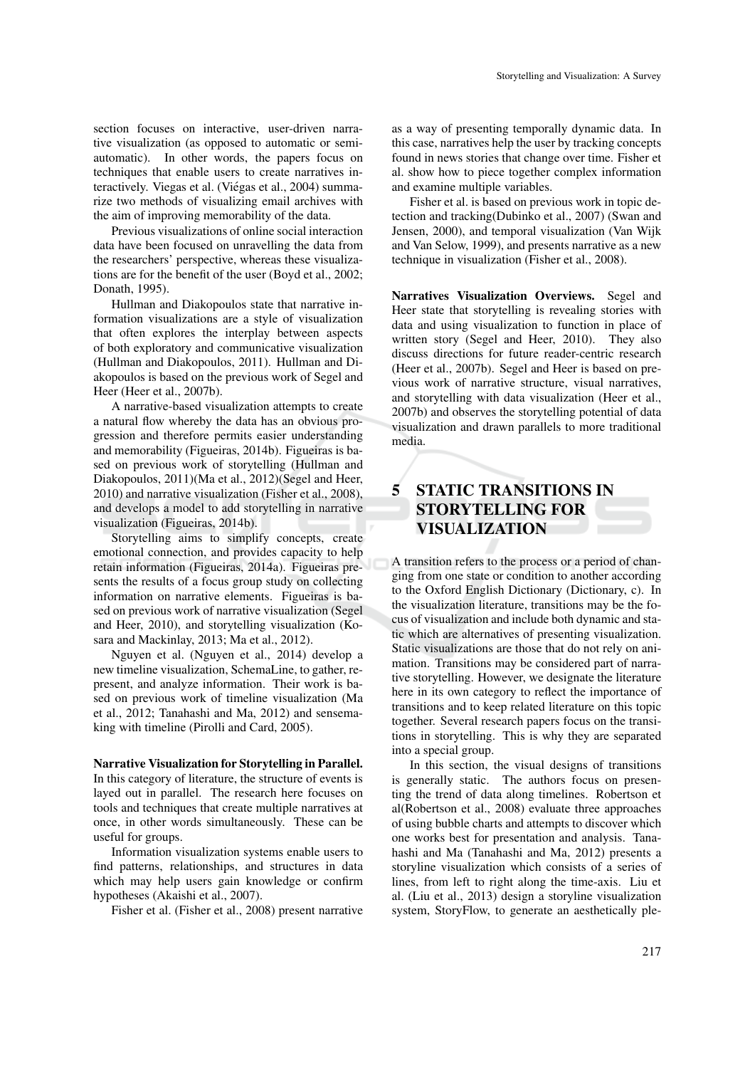section focuses on interactive, user-driven narrative visualization (as opposed to automatic or semi-automatic). In other words, the papers focus on techniques that enable users to create narratives interactively. Viegas et al. (Viégas et al., 2004) summarize two methods of visualizing email archives with the aim of improving memorability of the data.

Previous visualizations of online social interaction data have been focused on unravelling the data from the researchers' perspective, whereas these visualizations are for the benefit of the user (Boyd et al., 2002; Donath, 1995).

Hullman and Diakopoulos state that narrative information visualizations are a style of visualization that often explores the interplay between aspects of both exploratory and communicative visualization (Hullman and Diakopoulos, 2011). Hullman and Diakopoulos is based on the previous work of Segel and Heer (Heer et al., 2007b).

A narrative-based visualization attempts to create a natural flow whereby the data has an obvious progression and therefore permits easier understanding and memorability (Figueiras, 2014b). Figueiras is based on previous work of storytelling (Hullman and Diakopoulos, 2011)(Ma et al., 2012)(Segel and Heer, 2010) and narrative visualization (Fisher et al., 2008), and develops a model to add storytelling in narrative visualization (Figueiras, 2014b).

Storytelling aims to simplify concepts, create emotional connection, and provides capacity to help retain information (Figueiras, 2014a). Figueiras presents the results of a focus group study on collecting information on narrative elements. Figueiras is based on previous work of narrative visualization (Segel and Heer, 2010), and storytelling visualization (Kosara and Mackinlay, 2013; Ma et al., 2012).

Nguyen et al. (Nguyen et al., 2014) develop a new timeline visualization, SchemaLine, to gather, represent, and analyze information. Their work is based on previous work of timeline visualization (Ma et al., 2012; Tanahashi and Ma, 2012) and sensemaking with timeline (Pirolli and Card, 2005).

**Narrative Visualization for Storytelling in Parallel.** In this category of literature, the structure of events is layed out in parallel. The research here focuses on tools and techniques that create multiple narratives at once, in other words simultaneously. These can be useful for groups.

Information visualization systems enable users to find patterns, relationships, and structures in data which may help users gain knowledge or confirm hypotheses (Akaishi et al., 2007).

Fisher et al. (Fisher et al., 2008) present narrative as a way of presenting temporally dynamic data. In this case, narratives help the user by tracking concepts found in news stories that change over time. Fisher et al. show how to piece together complex information and examine multiple variables.

Fisher et al. is based on previous work in topic detection and tracking(Dubinko et al., 2007) (Swan and Jensen, 2000), and temporal visualization (Van Wijk and Van Selow, 1999), and presents narrative as a new technique in visualization (Fisher et al., 2008).

**Narratives Visualization Overviews.** Segel and Heer state that storytelling is revealing stories with data and using visualization to function in place of written story (Segel and Heer, 2010). They also discuss directions for future reader-centric research (Heer et al., 2007b). Segel and Heer is based on previous work of narrative structure, visual narratives, and storytelling with data visualization (Heer et al., 2007b) and observes the storytelling potential of data visualization and drawn parallels to more traditional media.

# 5 STATIC TRANSITIONS IN STORYTELLING FOR VISUALIZATION

A transition refers to the process or a period of changing from one state or condition to another according to the Oxford English Dictionary (Dictionary, c). In the visualization literature, transitions may be the focus of visualization and include both dynamic and static which are alternatives of presenting visualization. Static visualizations are those that do not rely on animation. Transitions may be considered part of narrative storytelling. However, we designate the literature here in its own category to reflect the importance of transitions and to keep related literature on this topic together. Several research papers focus on the transitions in storytelling. This is why they are separated into a special group.

In this section, the visual designs of transitions is generally static. The authors focus on presenting the trend of data along timelines. Robertson et al(Robertson et al., 2008) evaluate three approaches of using bubble charts and attempts to discover which one works best for presentation and analysis. Tanahashi and Ma (Tanahashi and Ma, 2012) presents a storyline visualization which consists of a series of lines, from left to right along the time-axis. Liu et al. (Liu et al., 2013) design a storyline visualization system, StoryFlow, to generate an aesthetically ple-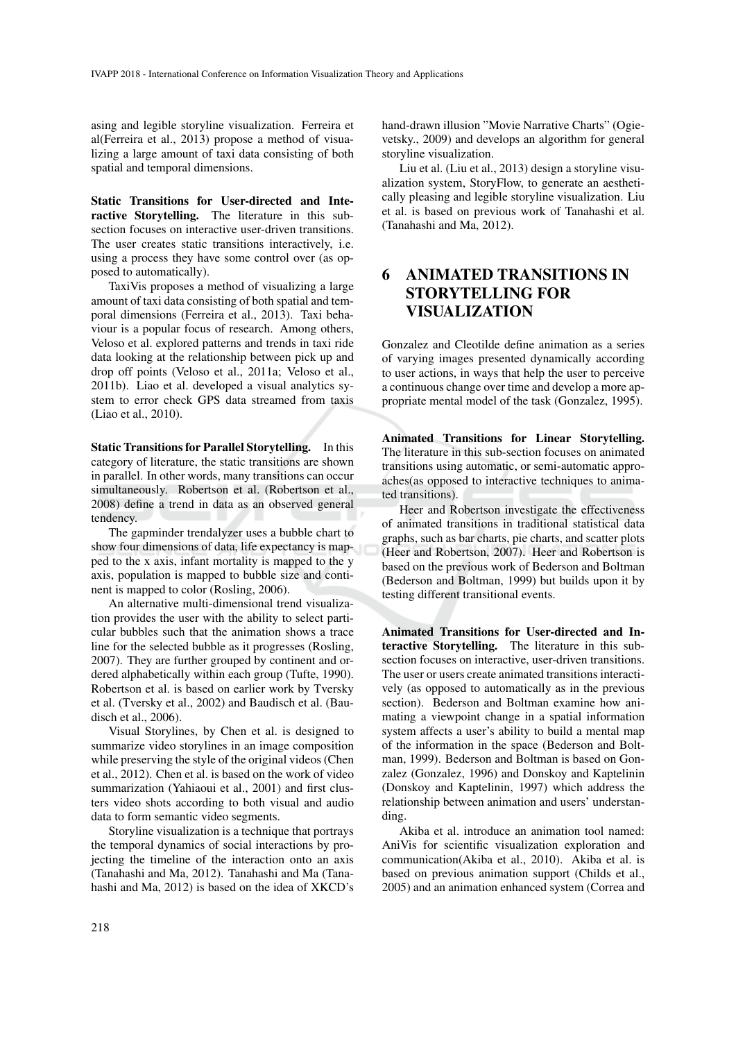asing and legible storyline visualization. Ferreira et al(Ferreira et al., 2013) propose a method of visualizing a large amount of taxi data consisting of both spatial and temporal dimensions.

**Static Transitions for User-directed and Interactive Storytelling.** The literature in this subsection focuses on interactive user-driven transitions. The user creates static transitions interactively, i.e. using a process they have some control over (as opposed to automatically).

TaxiVis proposes a method of visualizing a large amount of taxi data consisting of both spatial and temporal dimensions (Ferreira et al., 2013). Taxi behaviour is a popular focus of research. Among others, Veloso et al. explored patterns and trends in taxi ride data looking at the relationship between pick up and drop off points (Veloso et al., 2011a; Veloso et al., 2011b). Liao et al. developed a visual analytics system to error check GPS data streamed from taxis (Liao et al., 2010).

**Static Transitions for Parallel Storytelling.** In this category of literature, the static transitions are shown in parallel. In other words, many transitions can occur simultaneously. Robertson et al. (Robertson et al., 2008) define a trend in data as an observed general tendency.

The gapminder trendalyzer uses a bubble chart to show four dimensions of data, life expectancy is mapped to the x axis, infant mortality is mapped to the y axis, population is mapped to bubble size and continent is mapped to color (Rosling, 2006).

An alternative multi-dimensional trend visualization provides the user with the ability to select particular bubbles such that the animation shows a trace line for the selected bubble as it progresses (Rosling, 2007). They are further grouped by continent and ordered alphabetically within each group (Tufte, 1990). Robertson et al. is based on earlier work by Tversky et al. (Tversky et al., 2002) and Baudisch et al. (Baudisch et al., 2006).

Visual Storylines, by Chen et al. is designed to summarize video storylines in an image composition while preserving the style of the original videos (Chen et al., 2012). Chen et al. is based on the work of video summarization (Yahiaoui et al., 2001) and first clusters video shots according to both visual and audio data to form semantic video segments.

Storyline visualization is a technique that portrays the temporal dynamics of social interactions by projecting the timeline of the interaction onto an axis (Tanahashi and Ma, 2012). Tanahashi and Ma (Tanahashi and Ma, 2012) is based on the idea of XKCD's hand-drawn illusion "Movie Narrative Charts" (Ogievetsky., 2009) and develops an algorithm for general storyline visualization.

Liu et al. (Liu et al., 2013) design a storyline visualization system, StoryFlow, to generate an aesthetically pleasing and legible storyline visualization. Liu et al. is based on previous work of Tanahashi et al. (Tanahashi and Ma, 2012).

# 6 ANIMATED TRANSITIONS IN STORYTELLING FOR VISUALIZATION

Gonzalez and Cleotilde define animation as a series of varying images presented dynamically according to user actions, in ways that help the user to perceive a continuous change over time and develop a more appropriate mental model of the task (Gonzalez, 1995).

**Animated Transitions for Linear Storytelling.** The literature in this sub-section focuses on animated transitions using automatic, or semi-automatic approaches(as opposed to interactive techniques to animated transitions).

Heer and Robertson investigate the effectiveness of animated transitions in traditional statistical data graphs, such as bar charts, pie charts, and scatter plots (Heer and Robertson, 2007). Heer and Robertson is based on the previous work of Bederson and Boltman (Bederson and Boltman, 1999) but builds upon it by testing different transitional events.

**Animated Transitions for User-directed and Interactive Storytelling.** The literature in this subsection focuses on interactive, user-driven transitions. The user or users create animated transitions interactively (as opposed to automatically as in the previous section). Bederson and Boltman examine how animating a viewpoint change in a spatial information system affects a user's ability to build a mental map of the information in the space (Bederson and Boltman, 1999). Bederson and Boltman is based on Gonzalez (Gonzalez, 1996) and Donskoy and Kaptelinin (Donskoy and Kaptelinin, 1997) which address the relationship between animation and users' understanding.

Akiba et al. introduce an animation tool named: AniVis for scientific visualization exploration and communication(Akiba et al., 2010). Akiba et al. is based on previous animation support (Childs et al., 2005) and an animation enhanced system (Correa and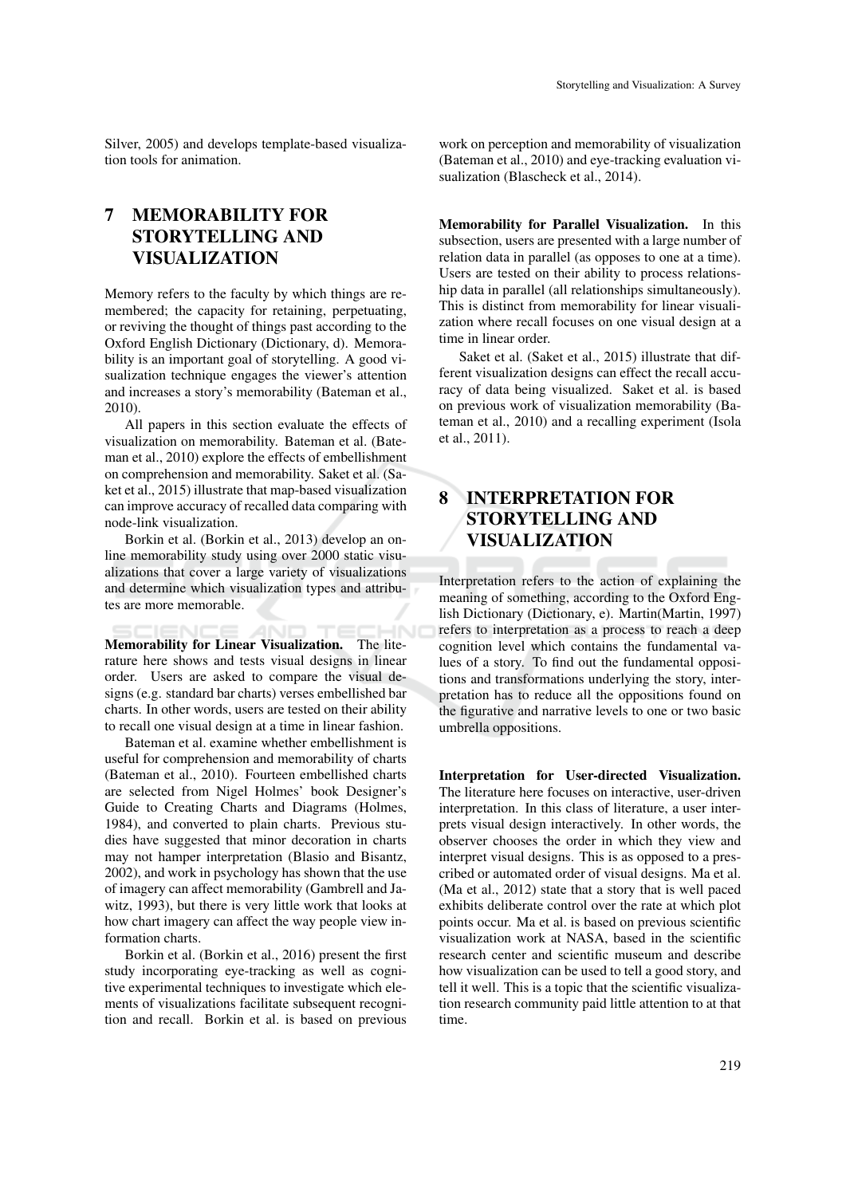Silver, 2005) and develops template-based visualization tools for animation.

# 7 MEMORABILITY FOR STORYTELLING AND VISUALIZATION

Memory refers to the faculty by which things are remembered; the capacity for retaining, perpetuating, or reviving the thought of things past according to the Oxford English Dictionary (Dictionary, d). Memorability is an important goal of storytelling. A good visualization technique engages the viewer's attention and increases a story's memorability (Bateman et al., 2010).

All papers in this section evaluate the effects of visualization on memorability. Bateman et al. (Bateman et al., 2010) explore the effects of embellishment on comprehension and memorability. Saket et al. (Saket et al., 2015) illustrate that map-based visualization can improve accuracy of recalled data comparing with node-link visualization.

Borkin et al. (Borkin et al., 2013) develop an online memorability study using over 2000 static visualizations that cover a large variety of visualizations and determine which visualization types and attributes are more memorable.

**Memorability for Linear Visualization.** The literature here shows and tests visual designs in linear order. Users are asked to compare the visual designs (e.g. standard bar charts) verses embellished bar charts. In other words, users are tested on their ability to recall one visual design at a time in linear fashion.

Bateman et al. examine whether embellishment is useful for comprehension and memorability of charts (Bateman et al., 2010). Fourteen embellished charts are selected from Nigel Holmes' book Designer's Guide to Creating Charts and Diagrams (Holmes, 1984), and converted to plain charts. Previous studies have suggested that minor decoration in charts may not hamper interpretation (Blasio and Bisantz, 2002), and work in psychology has shown that the use of imagery can affect memorability (Gambrell and Jawitz, 1993), but there is very little work that looks at how chart imagery can affect the way people view information charts.

Borkin et al. (Borkin et al., 2016) present the first study incorporating eye-tracking as well as cognitive experimental techniques to investigate which elements of visualizations facilitate subsequent recognition and recall. Borkin et al. is based on previous work on perception and memorability of visualization (Bateman et al., 2010) and eye-tracking evaluation visualization (Blascheck et al., 2014).

**Memorability for Parallel Visualization.** In this subsection, users are presented with a large number of relation data in parallel (as opposes to one at a time). Users are tested on their ability to process relationship data in parallel (all relationships simultaneously). This is distinct from memorability for linear visualization where recall focuses on one visual design at a time in linear order.

Saket et al. (Saket et al., 2015) illustrate that different visualization designs can effect the recall accuracy of data being visualized. Saket et al. is based on previous work of visualization memorability (Bateman et al., 2010) and a recalling experiment (Isola et al., 2011).

# 8 INTERPRETATION FOR STORYTELLING AND VISUALIZATION

Interpretation refers to the action of explaining the meaning of something, according to the Oxford English Dictionary (Dictionary, e). Martin(Martin, 1997) refers to interpretation as a process to reach a deep cognition level which contains the fundamental values of a story. To find out the fundamental oppositions and transformations underlying the story, interpretation has to reduce all the oppositions found on the figurative and narrative levels to one or two basic umbrella oppositions.

**Interpretation for User-directed Visualization.** The literature here focuses on interactive, user-driven interpretation. In this class of literature, a user interprets visual design interactively. In other words, the observer chooses the order in which they view and interpret visual designs. This is as opposed to a prescribed or automated order of visual designs. Ma et al. (Ma et al., 2012) state that a story that is well paced exhibits deliberate control over the rate at which plot points occur. Ma et al. is based on previous scientific visualization work at NASA, based in the scientific research center and scientific museum and describe how visualization can be used to tell a good story, and tell it well. This is a topic that the scientific visualization research community paid little attention to at that time.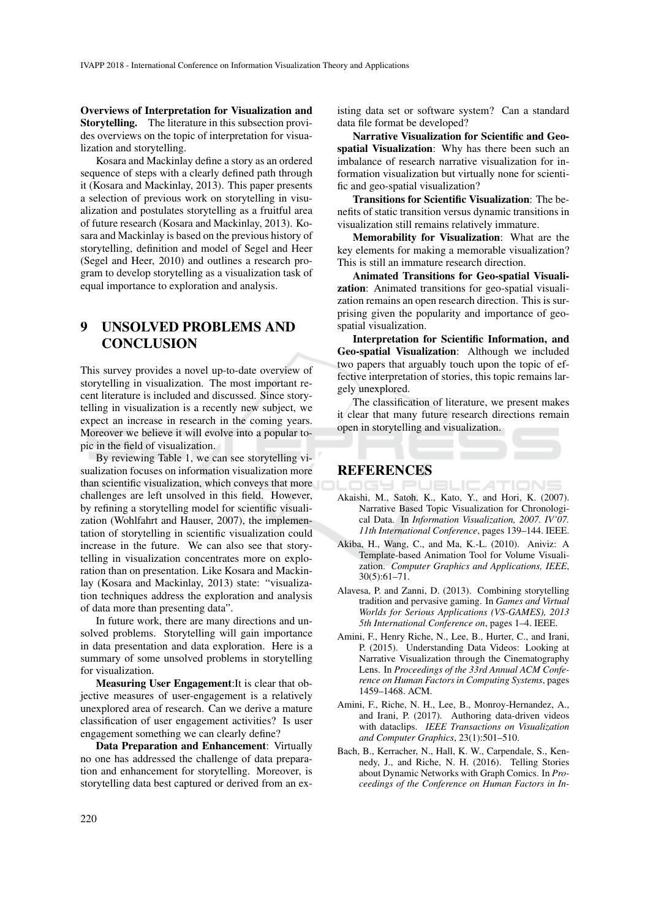**Overviews of Interpretation for Visualization and Storytelling.** The literature in this subsection provides overviews on the topic of interpretation for visualization and storytelling.

Kosara and Mackinlay define a story as an ordered sequence of steps with a clearly defined path through it (Kosara and Mackinlay, 2013). This paper presents a selection of previous work on storytelling in visualization and postulates storytelling as a fruitful area of future research (Kosara and Mackinlay, 2013). Kosara and Mackinlay is based on the previous history of storytelling, definition and model of Segel and Heer (Segel and Heer, 2010) and outlines a research program to develop storytelling as a visualization task of equal importance to exploration and analysis.

## 9 UNSOLVED PROBLEMS AND CONCLUSION

This survey provides a novel up-to-date overview of storytelling in visualization. The most important recent literature is included and discussed. Since storytelling in visualization is a recently new subject, we expect an increase in research in the coming years. Moreover we believe it will evolve into a popular topic in the field of visualization.

By reviewing Table 1, we can see storytelling visualization focuses on information visualization more than scientific visualization, which conveys that more challenges are left unsolved in this field. However, by refining a storytelling model for scientific visualization (Wohlfahrt and Hauser, 2007), the implementation of storytelling in scientific visualization could increase in the future. We can also see that storytelling in visualization concentrates more on exploration than on presentation. Like Kosara and Mackinlay (Kosara and Mackinlay, 2013) state: "visualization techniques address the exploration and analysis of data more than presenting data".

In future work, there are many directions and unsolved problems. Storytelling will gain importance in data presentation and data exploration. Here is a summary of some unsolved problems in storytelling for visualization.

**Measuring User Engagement**:It is clear that objective measures of user-engagement is a relatively unexplored area of research. Can we derive a mature classification of user engagement activities? Is user engagement something we can clearly define?

**Data Preparation and Enhancement**: Virtually no one has addressed the challenge of data preparation and enhancement for storytelling. Moreover, is storytelling data best captured or derived from an existing data set or software system? Can a standard data file format be developed?

**Narrative Visualization for Scientific and Geospatial Visualization**: Why has there been such an imbalance of research narrative visualization for information visualization but virtually none for scientific and geo-spatial visualization?

**Transitions for Scientific Visualization**: The benefits of static transition versus dynamic transitions in visualization still remains relatively immature.

**Memorability for Visualization**: What are the key elements for making a memorable visualization? This is still an immature research direction.

**Animated Transitions for Geo-spatial Visualization**: Animated transitions for geo-spatial visualization remains an open research direction. This is surprising given the popularity and importance of geospatial visualization.

**Interpretation for Scientific Information, and Geo-spatial Visualization**: Although we included two papers that arguably touch upon the topic of effective interpretation of stories, this topic remains largely unexplored.

The classification of literature, we present makes it clear that many future research directions remain open in storytelling and visualization.

## REFERENCES

Akaishi, M., Satoh, K., Kato, Y., and Hori, K. (2007). Narrative Based Topic Visualization for Chronological Data. In *Information Visualization, 2007. IV'07. 11th International Conference*, pages 139–144. IEEE.

Akiba, H., Wang, C., and Ma, K.-L. (2010). Aniviz: A Template-based Animation Tool for Volume Visualization. *Computer Graphics and Applications, IEEE*, 30(5):61–71.

Alavesa, P. and Zanni, D. (2013). Combining storytelling tradition and pervasive gaming. In *Games and Virtual Worlds for Serious Applications (VS-GAMES), 2013 5th International Conference on*, pages 1–4. IEEE.

Amini, F., Henry Riche, N., Lee, B., Hurter, C., and Irani, P. (2015). Understanding Data Videos: Looking at Narrative Visualization through the Cinematography Lens. In *Proceedings of the 33rd Annual ACM Conference on Human Factors in Computing Systems*, pages 1459–1468. ACM.

Amini, F., Riche, N. H., Lee, B., Monroy-Hernandez, A., and Irani, P. (2017). Authoring data-driven videos with dataclips. *IEEE Transactions on Visualization and Computer Graphics*, 23(1):501–510.

Bach, B., Kerracher, N., Hall, K. W., Carpendale, S., Kennedy, J., and Riche, N. H. (2016). Telling Stories about Dynamic Networks with Graph Comics. In *Proceedings of the Conference on Human Factors in In-*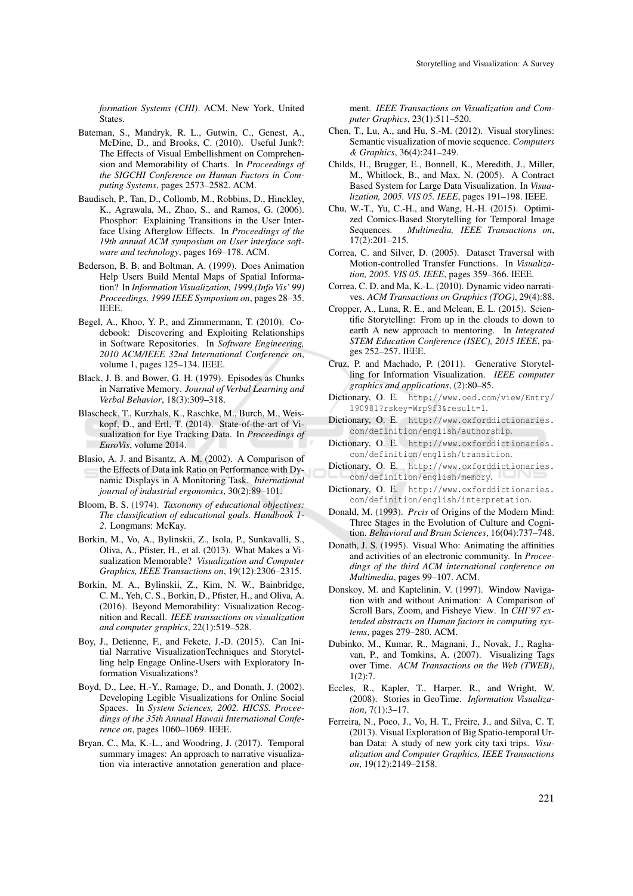*formation Systems (CHI)*. ACM, New York, United States.

Bateman, S., Mandryk, R. L., Gutwin, C., Genest, A., McDine, D., and Brooks, C. (2010). Useful Junk?: The Effects of Visual Embellishment on Comprehension and Memorability of Charts. In *Proceedings of the SIGCHI Conference on Human Factors in Computing Systems*, pages 2573–2582. ACM.

Baudisch, P., Tan, D., Collomb, M., Robbins, D., Hinckley, K., Agrawala, M., Zhao, S., and Ramos, G. (2006). Phosphor: Explaining Transitions in the User Interface Using Afterglow Effects. In *Proceedings of the 19th annual ACM symposium on User interface software and technology*, pages 169–178. ACM.

Bederson, B. B. and Boltman, A. (1999). Does Animation Help Users Build Mental Maps of Spatial Information? In *Information Visualization, 1999.(Info Vis' 99) Proceedings. 1999 IEEE Symposium on*, pages 28–35. IEEE.

Begel, A., Khoo, Y. P., and Zimmermann, T. (2010). Codebook: Discovering and Exploiting Relationships in Software Repositories. In *Software Engineering, 2010 ACM/IEEE 32nd International Conference on*, volume 1, pages 125–134. IEEE.

Black, J. B. and Bower, G. H. (1979). Episodes as Chunks in Narrative Memory. *Journal of Verbal Learning and Verbal Behavior*, 18(3):309–318.

Blascheck, T., Kurzhals, K., Raschke, M., Burch, M., Weiskopf, D., and Ertl, T. (2014). State-of-the-art of Visualization for Eye Tracking Data. In *Proceedings of EuroVis*, volume 2014.

Blasio, A. J. and Bisantz, A. M. (2002). A Comparison of the Effects of Data ink Ratio on Performance with Dynamic Displays in A Monitoring Task. *International journal of industrial ergonomics*, 30(2):89–101.

Bloom, B. S. (1974). *Taxonomy of educational objectives: The classification of educational goals. Handbook 1-2*. Longmans: McKay.

Borkin, M., Vo, A., Bylinskii, Z., Isola, P., Sunkavalli, S., Oliva, A., Pfister, H., et al. (2013). What Makes a Visualization Memorable? *Visualization and Computer Graphics, IEEE Transactions on*, 19(12):2306–2315.

Borkin, M. A., Bylinskii, Z., Kim, N. W., Bainbridge, C. M., Yeh, C. S., Borkin, D., Pfister, H., and Oliva, A. (2016). Beyond Memorability: Visualization Recognition and Recall. *IEEE transactions on visualization and computer graphics*, 22(1):519–528.

Boy, J., Detienne, F., and Fekete, J.-D. (2015). Can Initial Narrative VisualizationTechniques and Storytelling help Engage Online-Users with Exploratory Information Visualizations?

Boyd, D., Lee, H.-Y., Ramage, D., and Donath, J. (2002). Developing Legible Visualizations for Online Social Spaces. In *System Sciences, 2002. HICSS. Proceedings of the 35th Annual Hawaii International Conference on*, pages 1060–1069. IEEE.

Bryan, C., Ma, K.-L., and Woodring, J. (2017). Temporal summary images: An approach to narrative visualization via interactive annotation generation and placement. *IEEE Transactions on Visualization and Computer Graphics*, 23(1):511–520.

Chen, T., Lu, A., and Hu, S.-M. (2012). Visual storylines: Semantic visualization of movie sequence. *Computers & Graphics*, 36(4):241–249.

Childs, H., Brugger, E., Bonnell, K., Meredith, J., Miller, M., Whitlock, B., and Max, N. (2005). A Contract Based System for Large Data Visualization. In *Visualization, 2005. VIS 05. IEEE*, pages 191–198. IEEE.

Chu, W.-T., Yu, C.-H., and Wang, H.-H. (2015). Optimized Comics-Based Storytelling for Temporal Image Sequences. *Multimedia, IEEE Transactions on*, 17(2):201–215.

Correa, C. and Silver, D. (2005). Dataset Traversal with Motion-controlled Transfer Functions. In *Visualization, 2005. VIS 05. IEEE*, pages 359–366. IEEE.

Correa, C. D. and Ma, K.-L. (2010). Dynamic video narratives. *ACM Transactions on Graphics (TOG)*, 29(4):88.

Cropper, A., Luna, R. E., and Mclean, E. L. (2015). Scientific Storytelling: From up in the clouds to down to earth A new approach to mentoring. In *Integrated STEM Education Conference (ISEC), 2015 IEEE*, pages 252–257. IEEE.

Cruz, P. and Machado, P. (2011). Generative Storytelling for Information Visualization. *IEEE computer graphics and applications*, (2):80–85.

Dictionary, O. E. `http://www.oed.com/view/Entry/190981?rskey=Wrp9f3&result=1`.

Dictionary, O. E. `http://www.oxforddictionaries.com/definition/english/authorship`.

Dictionary, O. E. `http://www.oxforddictionaries.com/definition/english/transition`.

Dictionary, O. E. `http://www.oxforddictionaries.com/definition/english/memory`.

Dictionary, O. E. `http://www.oxforddictionaries.com/definition/english/interpretation`.

Donald, M. (1993). *Prcis* of Origins of the Modern Mind: Three Stages in the Evolution of Culture and Cognition. *Behavioral and Brain Sciences*, 16(04):737–748.

Donath, J. S. (1995). Visual Who: Animating the affinities and activities of an electronic community. In *Proceedings of the third ACM international conference on Multimedia*, pages 99–107. ACM.

Donskoy, M. and Kaptelinin, V. (1997). Window Navigation with and without Animation: A Comparison of Scroll Bars, Zoom, and Fisheye View. In *CHI'97 extended abstracts on Human factors in computing systems*, pages 279–280. ACM.

Dubinko, M., Kumar, R., Magnani, J., Novak, J., Raghavan, P., and Tomkins, A. (2007). Visualizing Tags over Time. *ACM Transactions on the Web (TWEB)*, 1(2):7.

Eccles, R., Kapler, T., Harper, R., and Wright, W. (2008). Stories in GeoTime. *Information Visualization*, 7(1):3–17.

Ferreira, N., Poco, J., Vo, H. T., Freire, J., and Silva, C. T. (2013). Visual Exploration of Big Spatio-temporal Urban Data: A study of new york city taxi trips. *Visualization and Computer Graphics, IEEE Transactions on*, 19(12):2149–2158.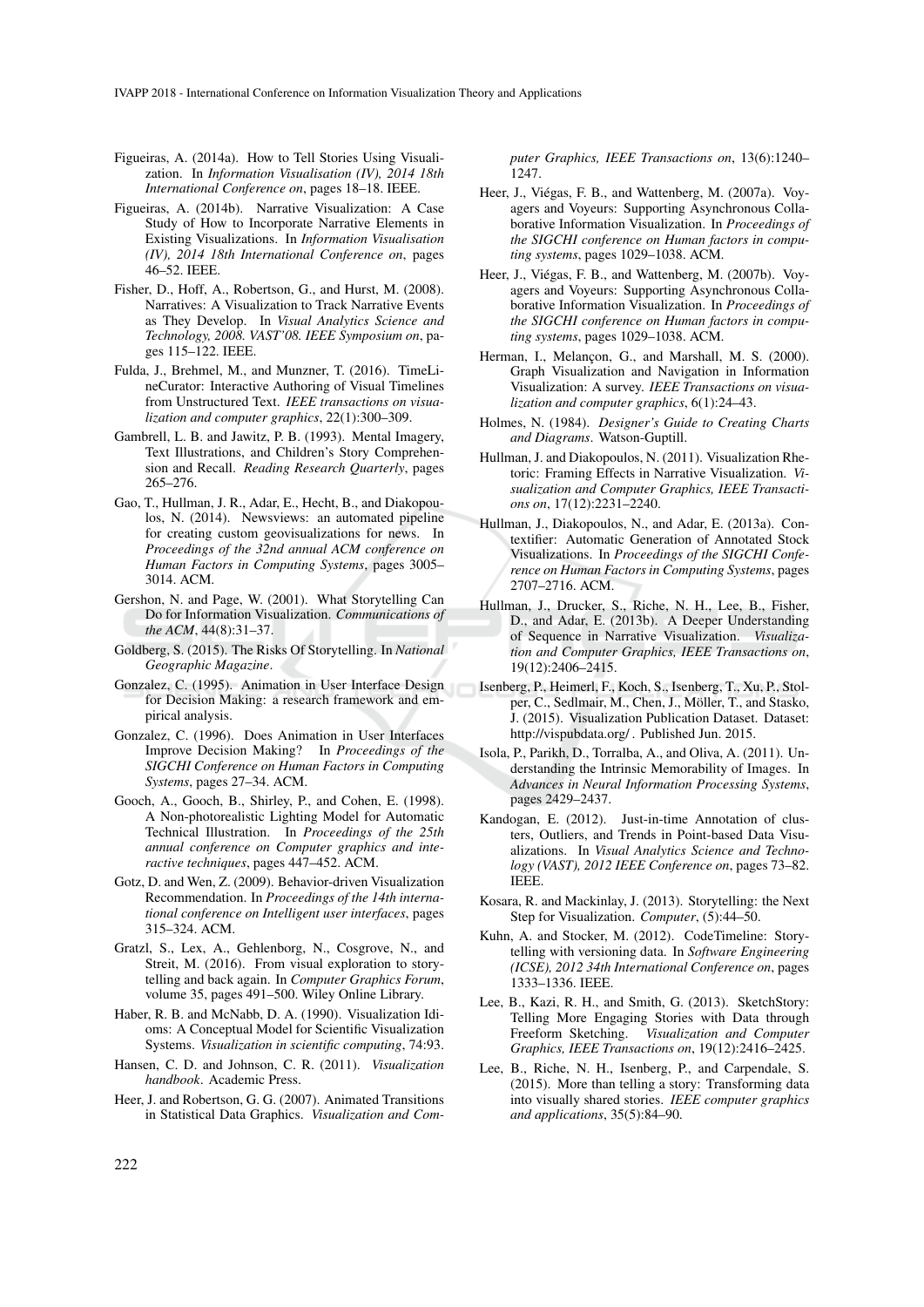Figueiras, A. (2014a). How to Tell Stories Using Visualization. In *Information Visualisation (IV), 2014 18th International Conference on*, pages 18–18. IEEE.

Figueiras, A. (2014b). Narrative Visualization: A Case Study of How to Incorporate Narrative Elements in Existing Visualizations. In *Information Visualisation (IV), 2014 18th International Conference on*, pages 46–52. IEEE.

Fisher, D., Hoff, A., Robertson, G., and Hurst, M. (2008). Narratives: A Visualization to Track Narrative Events as They Develop. In *Visual Analytics Science and Technology, 2008. VAST'08. IEEE Symposium on*, pages 115–122. IEEE.

Fulda, J., Brehmel, M., and Munzner, T. (2016). TimeLineCurator: Interactive Authoring of Visual Timelines from Unstructured Text. *IEEE transactions on visualization and computer graphics*, 22(1):300–309.

Gambrell, L. B. and Jawitz, P. B. (1993). Mental Imagery, Text Illustrations, and Children's Story Comprehension and Recall. *Reading Research Quarterly*, pages 265–276.

Gao, T., Hullman, J. R., Adar, E., Hecht, B., and Diakopoulos, N. (2014). Newsviews: an automated pipeline for creating custom geovisualizations for news. In *Proceedings of the 32nd annual ACM conference on Human Factors in Computing Systems*, pages 3005–3014. ACM.

Gershon, N. and Page, W. (2001). What Storytelling Can Do for Information Visualization. *Communications of the ACM*, 44(8):31–37.

Goldberg, S. (2015). The Risks Of Storytelling. In *National Geographic Magazine*.

Gonzalez, C. (1995). Animation in User Interface Design for Decision Making: a research framework and empirical analysis.

Gonzalez, C. (1996). Does Animation in User Interfaces Improve Decision Making? In *Proceedings of the SIGCHI Conference on Human Factors in Computing Systems*, pages 27–34. ACM.

Gooch, A., Gooch, B., Shirley, P., and Cohen, E. (1998). A Non-photorealistic Lighting Model for Automatic Technical Illustration. In *Proceedings of the 25th annual conference on Computer graphics and interactive techniques*, pages 447–452. ACM.

Gotz, D. and Wen, Z. (2009). Behavior-driven Visualization Recommendation. In *Proceedings of the 14th international conference on Intelligent user interfaces*, pages 315–324. ACM.

Gratzl, S., Lex, A., Gehlenborg, N., Cosgrove, N., and Streit, M. (2016). From visual exploration to storytelling and back again. In *Computer Graphics Forum*, volume 35, pages 491–500. Wiley Online Library.

Haber, R. B. and McNabb, D. A. (1990). Visualization Idioms: A Conceptual Model for Scientific Visualization Systems. *Visualization in scientific computing*, 74:93.

Hansen, C. D. and Johnson, C. R. (2011). *Visualization handbook*. Academic Press.

Heer, J. and Robertson, G. G. (2007). Animated Transitions in Statistical Data Graphics. *Visualization and Computer Graphics, IEEE Transactions on*, 13(6):1240–1247.

Heer, J., Viégas, F. B., and Wattenberg, M. (2007a). Voyagers and Voyeurs: Supporting Asynchronous Collaborative Information Visualization. In *Proceedings of the SIGCHI conference on Human factors in computing systems*, pages 1029–1038. ACM.

Heer, J., Viégas, F. B., and Wattenberg, M. (2007b). Voyagers and Voyeurs: Supporting Asynchronous Collaborative Information Visualization. In *Proceedings of the SIGCHI conference on Human factors in computing systems*, pages 1029–1038. ACM.

Herman, I., Melançon, G., and Marshall, M. S. (2000). Graph Visualization and Navigation in Information Visualization: A survey. *IEEE Transactions on visualization and computer graphics*, 6(1):24–43.

Holmes, N. (1984). *Designer's Guide to Creating Charts and Diagrams*. Watson-Guptill.

Hullman, J. and Diakopoulos, N. (2011). Visualization Rhetoric: Framing Effects in Narrative Visualization. *Visualization and Computer Graphics, IEEE Transactions on*, 17(12):2231–2240.

Hullman, J., Diakopoulos, N., and Adar, E. (2013a). Contextifier: Automatic Generation of Annotated Stock Visualizations. In *Proceedings of the SIGCHI Conference on Human Factors in Computing Systems*, pages 2707–2716. ACM.

Hullman, J., Drucker, S., Riche, N. H., Lee, B., Fisher, D., and Adar, E. (2013b). A Deeper Understanding of Sequence in Narrative Visualization. *Visualization and Computer Graphics, IEEE Transactions on*, 19(12):2406–2415.

Isenberg, P., Heimerl, F., Koch, S., Isenberg, T., Xu, P., Stolper, C., Sedlmair, M., Chen, J., Möller, T., and Stasko, J. (2015). Visualization Publication Dataset. Dataset: http://vispubdata.org/ . Published Jun. 2015.

Isola, P., Parikh, D., Torralba, A., and Oliva, A. (2011). Understanding the Intrinsic Memorability of Images. In *Advances in Neural Information Processing Systems*, pages 2429–2437.

Kandogan, E. (2012). Just-in-time Annotation of clusters, Outliers, and Trends in Point-based Data Visualizations. In *Visual Analytics Science and Technology (VAST), 2012 IEEE Conference on*, pages 73–82. IEEE.

Kosara, R. and Mackinlay, J. (2013). Storytelling: the Next Step for Visualization. *Computer*, (5):44–50.

Kuhn, A. and Stocker, M. (2012). CodeTimeline: Storytelling with versioning data. In *Software Engineering (ICSE), 2012 34th International Conference on*, pages 1333–1336. IEEE.

Lee, B., Kazi, R. H., and Smith, G. (2013). SketchStory: Telling More Engaging Stories with Data through Freeform Sketching. *Visualization and Computer Graphics, IEEE Transactions on*, 19(12):2416–2425.

Lee, B., Riche, N. H., Isenberg, P., and Carpendale, S. (2015). More than telling a story: Transforming data into visually shared stories. *IEEE computer graphics and applications*, 35(5):84–90.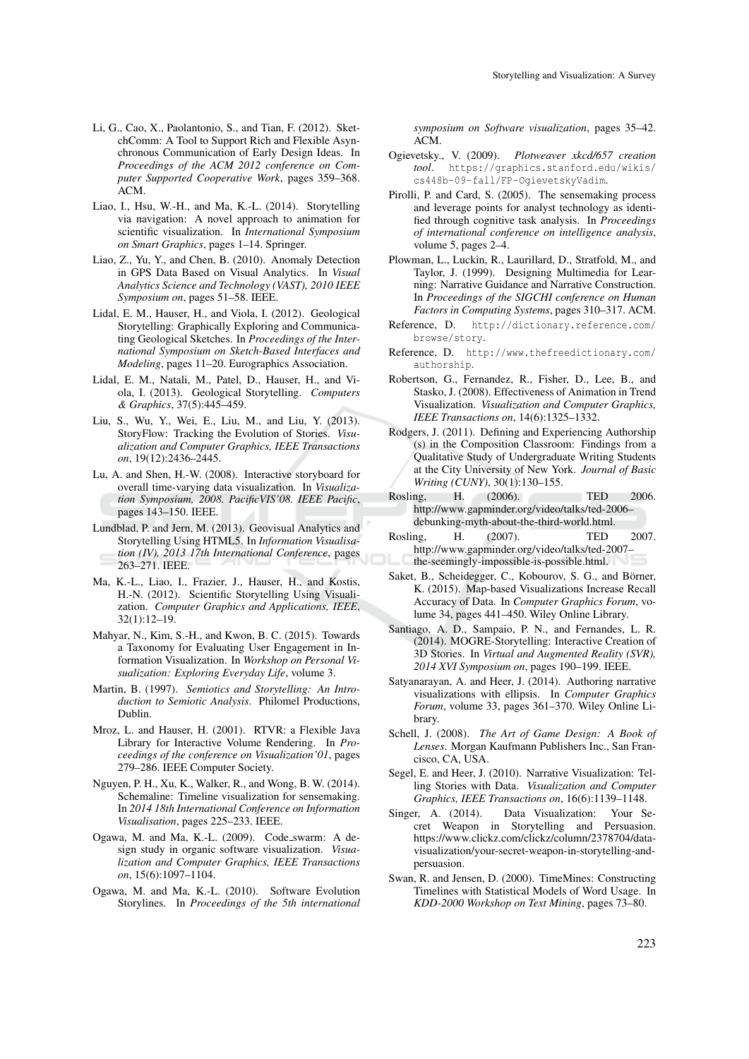Li, G., Cao, X., Paolantonio, S., and Tian, F. (2012). SketchComm: A Tool to Support Rich and Flexible Asynchronous Communication of Early Design Ideas. In *Proceedings of the ACM 2012 conference on Computer Supported Cooperative Work*, pages 359–368. ACM.

Liao, I., Hsu, W.-H., and Ma, K.-L. (2014). Storytelling via navigation: A novel approach to animation for scientific visualization. In *International Symposium on Smart Graphics*, pages 1–14. Springer.

Liao, Z., Yu, Y., and Chen, B. (2010). Anomaly Detection in GPS Data Based on Visual Analytics. In *Visual Analytics Science and Technology (VAST), 2010 IEEE Symposium on*, pages 51–58. IEEE.

Lidal, E. M., Hauser, H., and Viola, I. (2012). Geological Storytelling: Graphically Exploring and Communicating Geological Sketches. In *Proceedings of the International Symposium on Sketch-Based Interfaces and Modeling*, pages 11–20. Eurographics Association.

Lidal, E. M., Natali, M., Patel, D., Hauser, H., and Viola, I. (2013). Geological Storytelling. *Computers & Graphics*, 37(5):445–459.

Liu, S., Wu, Y., Wei, E., Liu, M., and Liu, Y. (2013). StoryFlow: Tracking the Evolution of Stories. *Visualization and Computer Graphics, IEEE Transactions on*, 19(12):2436–2445.

Lu, A. and Shen, H.-W. (2008). Interactive storyboard for overall time-varying data visualization. In *Visualization Symposium, 2008. PacificVIS'08. IEEE Pacific*, pages 143–150. IEEE.

Lundblad, P. and Jern, M. (2013). Geovisual Analytics and Storytelling Using HTML5. In *Information Visualisation (IV), 2013 17th International Conference*, pages 263–271. IEEE.

Ma, K.-L., Liao, I., Frazier, J., Hauser, H., and Kostis, H.-N. (2012). Scientific Storytelling Using Visualization. *Computer Graphics and Applications, IEEE*, 32(1):12–19.

Mahyar, N., Kim, S.-H., and Kwon, B. C. (2015). Towards a Taxonomy for Evaluating User Engagement in Information Visualization. In *Workshop on Personal Visualization: Exploring Everyday Life*, volume 3.

Martin, B. (1997). *Semiotics and Storytelling: An Introduction to Semiotic Analysis*. Philomel Productions, Dublin.

Mroz, L. and Hauser, H. (2001). RTVR: a Flexible Java Library for Interactive Volume Rendering. In *Proceedings of the conference on Visualization'01*, pages 279–286. IEEE Computer Society.

Nguyen, P. H., Xu, K., Walker, R., and Wong, B. W. (2014). Schemaline: Timeline visualization for sensemaking. In *2014 18th International Conference on Information Visualisation*, pages 225–233. IEEE.

Ogawa, M. and Ma, K.-L. (2009). Code_swarm: A design study in organic software visualization. *Visualization and Computer Graphics, IEEE Transactions on*, 15(6):1097–1104.

Ogawa, M. and Ma, K.-L. (2010). Software Evolution Storylines. In *Proceedings of the 5th international symposium on Software visualization*, pages 35–42. ACM.

Ogievetsky., V. (2009). *Plotweaver xkcd/657 creation tool*. https://graphics.stanford.edu/wikis/cs448b-09-fall/FP-OgievetskyVadim.

Pirolli, P. and Card, S. (2005). The sensemaking process and leverage points for analyst technology as identified through cognitive task analysis. In *Proceedings of international conference on intelligence analysis*, volume 5, pages 2–4.

Plowman, L., Luckin, R., Laurillard, D., Stratfold, M., and Taylor, J. (1999). Designing Multimedia for Learning: Narrative Guidance and Narrative Construction. In *Proceedings of the SIGCHI conference on Human Factors in Computing Systems*, pages 310–317. ACM.

Reference, D. http://dictionary.reference.com/browse/story.

Reference, D. http://www.thefreedictionary.com/authorship.

Robertson, G., Fernandez, R., Fisher, D., Lee, B., and Stasko, J. (2008). Effectiveness of Animation in Trend Visualization. *Visualization and Computer Graphics, IEEE Transactions on*, 14(6):1325–1332.

Rodgers, J. (2011). Defining and Experiencing Authorship (s) in the Composition Classroom: Findings from a Qualitative Study of Undergraduate Writing Students at the City University of New York. *Journal of Basic Writing (CUNY)*, 30(1):130–155.

Rosling, H. (2006). TED 2006. http://www.gapminder.org/video/talks/ted-2006–debunking-myth-about-the-third-world.html.

Rosling, H. (2007). TED 2007. http://www.gapminder.org/video/talks/ted-2007–the-seemingly-impossible-is-possible.html.

Saket, B., Scheidegger, C., Kobourov, S. G., and Börner, K. (2015). Map-based Visualizations Increase Recall Accuracy of Data. In *Computer Graphics Forum*, volume 34, pages 441–450. Wiley Online Library.

Santiago, A. D., Sampaio, P. N., and Fernandes, L. R. (2014). MOGRE-Storytelling: Interactive Creation of 3D Stories. In *Virtual and Augmented Reality (SVR), 2014 XVI Symposium on*, pages 190–199. IEEE.

Satyanarayan, A. and Heer, J. (2014). Authoring narrative visualizations with ellipsis. In *Computer Graphics Forum*, volume 33, pages 361–370. Wiley Online Library.

Schell, J. (2008). *The Art of Game Design: A Book of Lenses*. Morgan Kaufmann Publishers Inc., San Francisco, CA, USA.

Segel, E. and Heer, J. (2010). Narrative Visualization: Telling Stories with Data. *Visualization and Computer Graphics, IEEE Transactions on*, 16(6):1139–1148.

Singer, A. (2014). Data Visualization: Your Secret Weapon in Storytelling and Persuasion. https://www.clickz.com/clickz/column/2378704/data-visualization/your-secret-weapon-in-storytelling-and-persuasion.

Swan, R. and Jensen, D. (2000). TimeMines: Constructing Timelines with Statistical Models of Word Usage. In *KDD-2000 Workshop on Text Mining*, pages 73–80.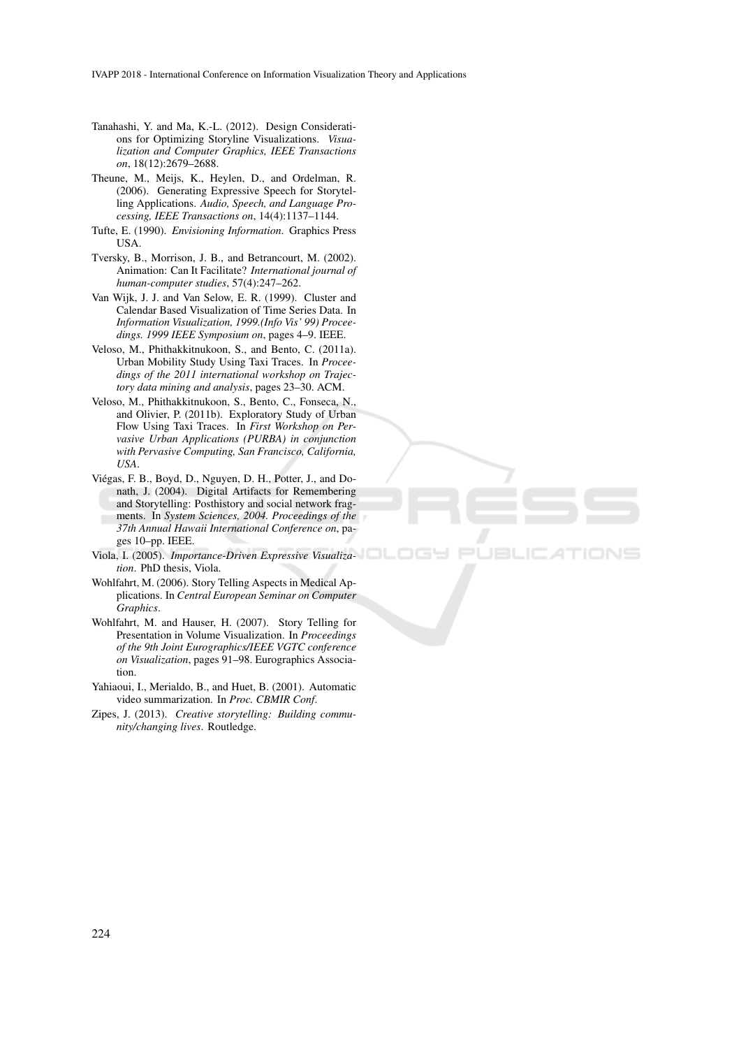Tanahashi, Y. and Ma, K.-L. (2012). Design Considerations for Optimizing Storyline Visualizations. *Visualization and Computer Graphics, IEEE Transactions on*, 18(12):2679–2688.

Theune, M., Meijs, K., Heylen, D., and Ordelman, R. (2006). Generating Expressive Speech for Storytelling Applications. *Audio, Speech, and Language Processing, IEEE Transactions on*, 14(4):1137–1144.

Tufte, E. (1990). *Envisioning Information*. Graphics Press USA.

Tversky, B., Morrison, J. B., and Betrancourt, M. (2002). Animation: Can It Facilitate? *International journal of human-computer studies*, 57(4):247–262.

Van Wijk, J. J. and Van Selow, E. R. (1999). Cluster and Calendar Based Visualization of Time Series Data. In *Information Visualization, 1999.(Info Vis' 99) Proceedings. 1999 IEEE Symposium on*, pages 4–9. IEEE.

Veloso, M., Phithakkitnukoon, S., and Bento, C. (2011a). Urban Mobility Study Using Taxi Traces. In *Proceedings of the 2011 international workshop on Trajectory data mining and analysis*, pages 23–30. ACM.

Veloso, M., Phithakkitnukoon, S., Bento, C., Fonseca, N., and Olivier, P. (2011b). Exploratory Study of Urban Flow Using Taxi Traces. In *First Workshop on Pervasive Urban Applications (PURBA) in conjunction with Pervasive Computing, San Francisco, California, USA*.

Viégas, F. B., Boyd, D., Nguyen, D. H., Potter, J., and Donath, J. (2004). Digital Artifacts for Remembering and Storytelling: Posthistory and social network fragments. In *System Sciences, 2004. Proceedings of the 37th Annual Hawaii International Conference on*, pages 10–pp. IEEE.

Viola, I. (2005). *Importance-Driven Expressive Visualization*. PhD thesis, Viola.

Wohlfahrt, M. (2006). Story Telling Aspects in Medical Applications. In *Central European Seminar on Computer Graphics*.

Wohlfahrt, M. and Hauser, H. (2007). Story Telling for Presentation in Volume Visualization. In *Proceedings of the 9th Joint Eurographics/IEEE VGTC conference on Visualization*, pages 91–98. Eurographics Association.

Yahiaoui, I., Merialdo, B., and Huet, B. (2001). Automatic video summarization. In *Proc. CBMIR Conf*.

Zipes, J. (2013). *Creative storytelling: Building community/changing lives*. Routledge.